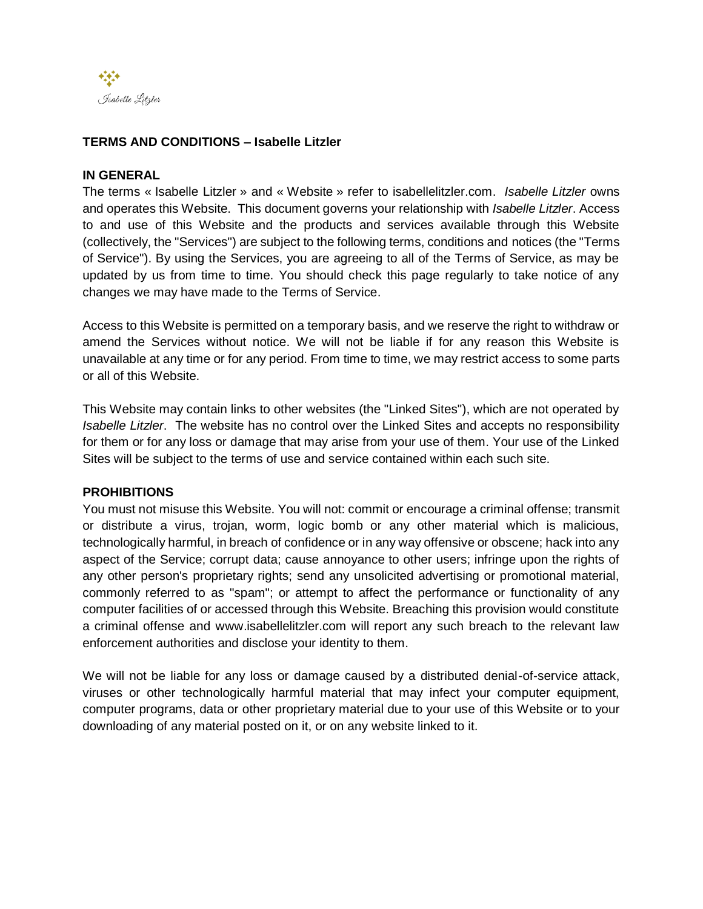# TERMS AND CONDITIONS – Isabelle Litzler

## IN GENERAL

The terms « Isabelle Litzler » and « Website » refer to isabellelitzler.com. *Isabelle Litzler* owns and operates this Website. This document governs your relationship with *Isabelle Litzler*. Access to and use of this Website and the products and services available through this Website (collectively, the "Services") are subject to the following terms, conditions and notices (the "Terms of Service"). By using the Services, you are agreeing to all of the Terms of Service, as may be updated by us from time to time. You should check this page regularly to take notice of any changes we may have made to the Terms of Service.

Access to this Website is permitted on a temporary basis, and we reserve the right to withdraw or amend the Services without notice. We will not be liable if for any reason this Website is unavailable at any time or for any period. From time to time, we may restrict access to some parts or all of this Website.

This Website may contain links to other websites (the "Linked Sites"), which are not operated by *Isabelle Litzler*. The website has no control over the Linked Sites and accepts no responsibility for them or for any loss or damage that may arise from your use of them. Your use of the Linked Sites will be subject to the terms of use and service contained within each such site.

## PROHIBITIONS

You must not misuse this Website. You will not: commit or encourage a criminal offense; transmit or distribute a virus, trojan, worm, logic bomb or any other material which is malicious, technologically harmful, in breach of confidence or in any way offensive or obscene; hack into any aspect of the Service; corrupt data; cause annoyance to other users; infringe upon the rights of any other person's proprietary rights; send any unsolicited advertising or promotional material, commonly referred to as "spam"; or attempt to affect the performance or functionality of any computer facilities of or accessed through this Website. Breaching this provision would constitute a criminal offense and www.isabellelitzler.com will report any such breach to the relevant law enforcement authorities and disclose your identity to them.

We will not be liable for any loss or damage caused by a distributed denial-of-service attack, viruses or other technologically harmful material that may infect your computer equipment, computer programs, data or other proprietary material due to your use of this Website or to your downloading of any material posted on it, or on any website linked to it.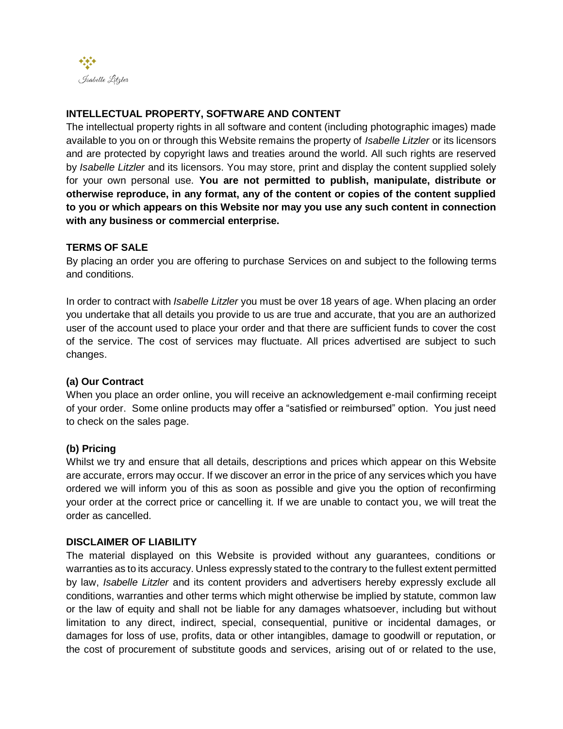## INTELLECTUAL PROPERTY, SOFTWARE AND CONTENT

The intellectual property rights in all software and content (including photographic images) made available to you on or through this Website remains the property of *Isabelle Litzler* or its licensors and are protected by copyright laws and treaties around the world. All such rights are reserved by *Isabelle Litzler* and its licensors. You may store, print and display the content supplied solely for your own personal use. **You are not permitted to publish, manipulate, distribute or otherwise reproduce, in any format, any of the content or copies of the content supplied to you or which appears on this Website nor may you use any such content in connection with any business or commercial enterprise.**

## TERMS OF SALE

By placing an order you are offering to purchase Services on and subject to the following terms and conditions.

In order to contract with *Isabelle Litzler* you must be over 18 years of age. When placing an order you undertake that all details you provide to us are true and accurate, that you are an authorized user of the account used to place your order and that there are sufficient funds to cover the cost of the service. The cost of services may fluctuate. All prices advertised are subject to such changes.

### (a) Our Contract

When you place an order online, you will receive an acknowledgement e-mail confirming receipt of your order. Some online products may offer a "satisfied or reimbursed" option. You just need to check on the sales page.

### (b) Pricing

Whilst we try and ensure that all details, descriptions and prices which appear on this Website are accurate, errors may occur. If we discover an error in the price of any services which you have ordered we will inform you of this as soon as possible and give you the option of reconfirming your order at the correct price or cancelling it. If we are unable to contact you, we will treat the order as cancelled.

## DISCLAIMER OF LIABILITY

The material displayed on this Website is provided without any guarantees, conditions or warranties as to its accuracy. Unless expressly stated to the contrary to the fullest extent permitted by law, *Isabelle Litzler* and its content providers and advertisers hereby expressly exclude all conditions, warranties and other terms which might otherwise be implied by statute, common law or the law of equity and shall not be liable for any damages whatsoever, including but without limitation to any direct, indirect, special, consequential, punitive or incidental damages, or damages for loss of use, profits, data or other intangibles, damage to goodwill or reputation, or the cost of procurement of substitute goods and services, arising out of or related to the use,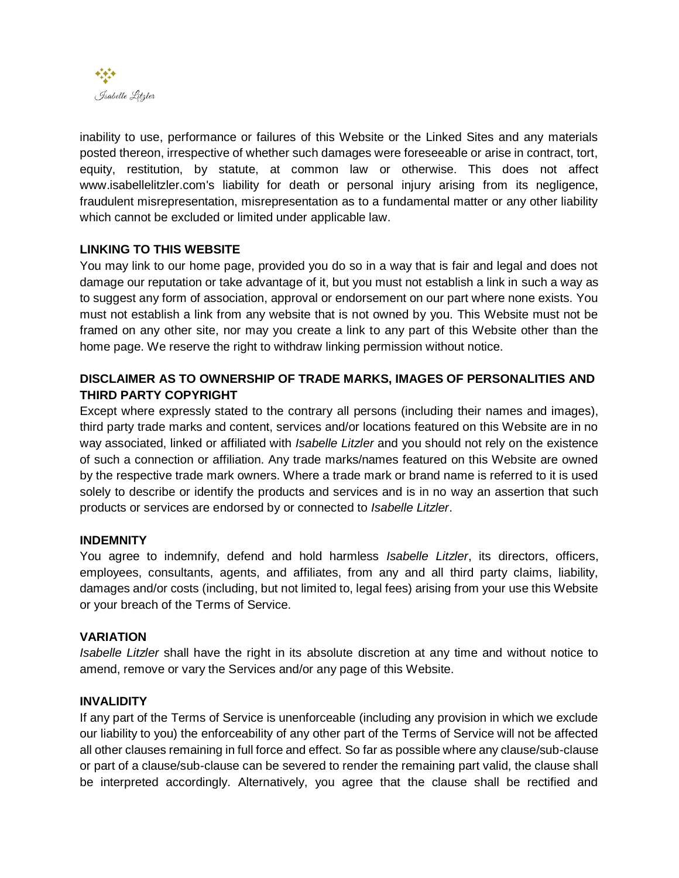inability to use, performance or failures of this Website or the Linked Sites and any materials posted thereon, irrespective of whether such damages were foreseeable or arise in contract, tort, equity, restitution, by statute, at common law or otherwise. This does not affect www.isabellelitzler.com's liability for death or personal injury arising from its negligence, fraudulent misrepresentation, misrepresentation as to a fundamental matter or any other liability which cannot be excluded or limited under applicable law.

**LINKING TO THIS WEBSITE**

You may link to our home page, provided you do so in a way that is fair and legal and does not damage our reputation or take advantage of it, but you must not establish a link in such a way as to suggest any form of association, approval or endorsement on our part where none exists. You must not establish a link from any website that is not owned by you. This Website must not be framed on any other site, nor may you create a link to any part of this Website other than the home page. We reserve the right to withdraw linking permission without notice.

**DISCLAIMER AS TO OWNERSHIP OF TRADE MARKS, IMAGES OF PERSONALITIES AND THIRD PARTY COPYRIGHT**

Except where expressly stated to the contrary all persons (including their names and images), third party trade marks and content, services and/or locations featured on this Website are in no way associated, linked or affiliated with *Isabelle Litzler* and you should not rely on the existence of such a connection or affiliation. Any trade marks/names featured on this Website are owned by the respective trade mark owners. Where a trade mark or brand name is referred to it is used solely to describe or identify the products and services and is in no way an assertion that such products or services are endorsed by or connected to *Isabelle Litzler*.

**INDEMNITY**

You agree to indemnify, defend and hold harmless *Isabelle Litzler*, its directors, officers, employees, consultants, agents, and affiliates, from any and all third party claims, liability, damages and/or costs (including, but not limited to, legal fees) arising from your use this Website or your breach of the Terms of Service.

**VARIATION**

*Isabelle Litzler* shall have the right in its absolute discretion at any time and without notice to amend, remove or vary the Services and/or any page of this Website.

**INVALIDITY**

If any part of the Terms of Service is unenforceable (including any provision in which we exclude our liability to you) the enforceability of any other part of the Terms of Service will not be affected all other clauses remaining in full force and effect. So far as possible where any clause/sub-clause or part of a clause/sub-clause can be severed to render the remaining part valid, the clause shall be interpreted accordingly. Alternatively, you agree that the clause shall be rectified and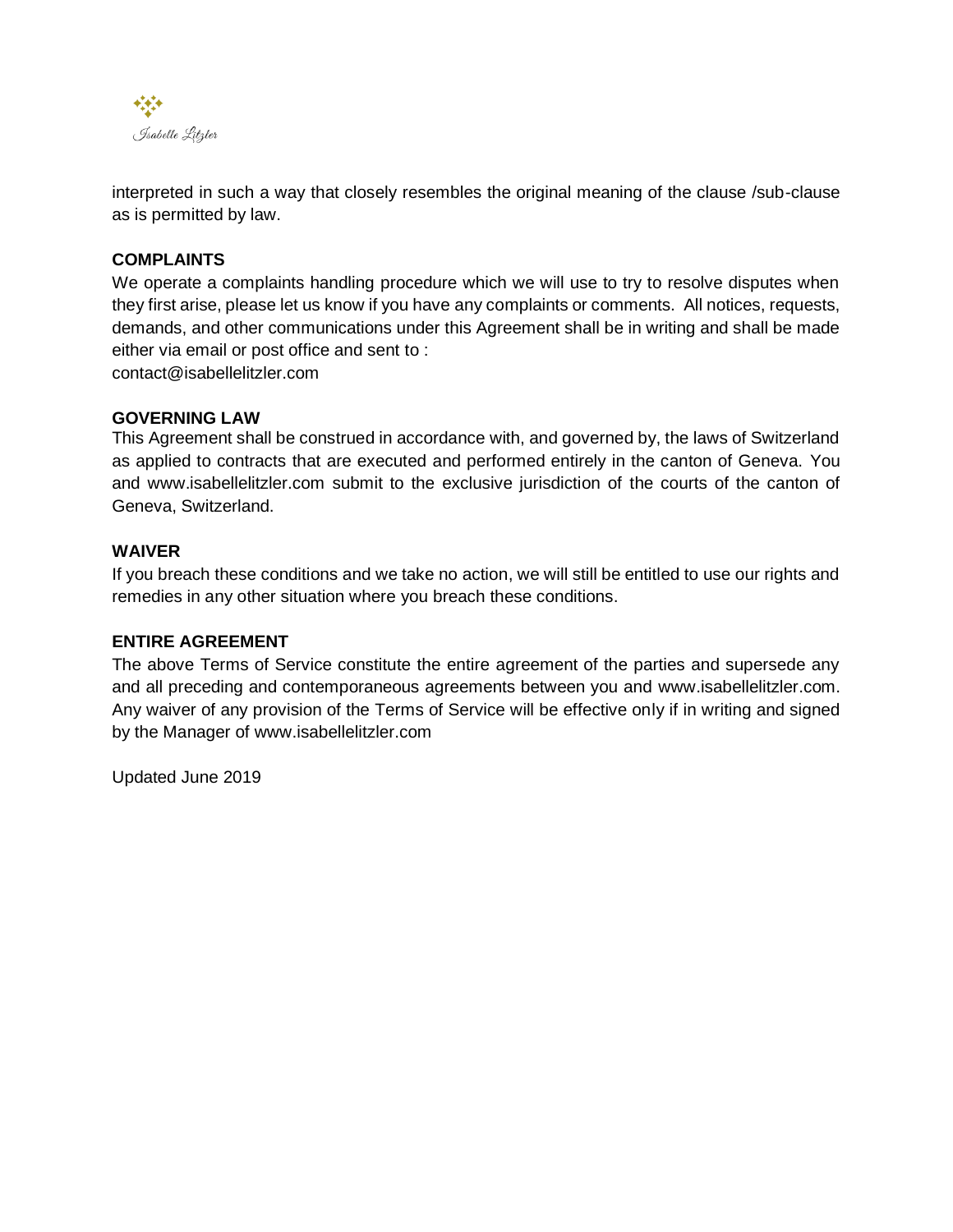interpreted in such a way that closely resembles the original meaning of the clause /sub-clause as is permitted by law.

**COMPLAINTS**

We operate a complaints handling procedure which we will use to try to resolve disputes when they first arise, please let us know if you have any complaints or comments. All notices, requests, demands, and other communications under this Agreement shall be in writing and shall be made either via email or post office and sent to :
contact@isabellelitzler.com

**GOVERNING LAW**

This Agreement shall be construed in accordance with, and governed by, the laws of Switzerland as applied to contracts that are executed and performed entirely in the canton of Geneva. You and www.isabellelitzler.com submit to the exclusive jurisdiction of the courts of the canton of Geneva, Switzerland.

**WAIVER**

If you breach these conditions and we take no action, we will still be entitled to use our rights and remedies in any other situation where you breach these conditions.

**ENTIRE AGREEMENT**

The above Terms of Service constitute the entire agreement of the parties and supersede any and all preceding and contemporaneous agreements between you and www.isabellelitzler.com. Any waiver of any provision of the Terms of Service will be effective only if in writing and signed by the Manager of www.isabellelitzler.com

Updated June 2019